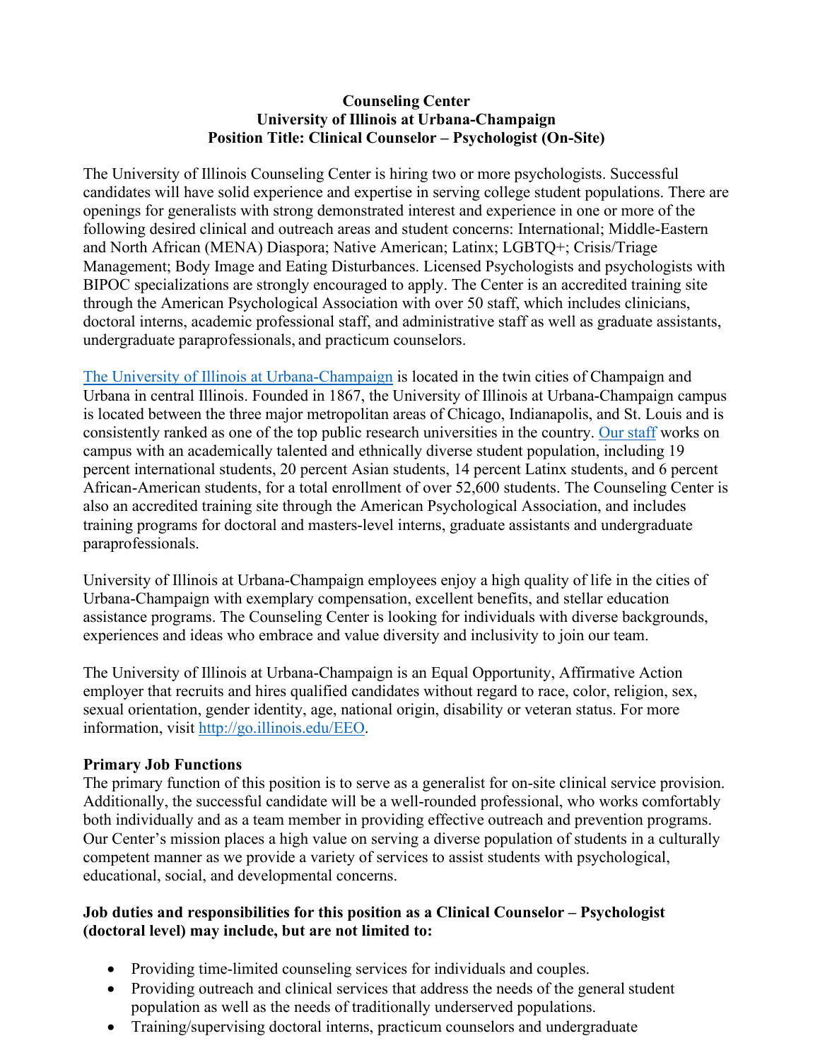**Counseling Center**
**University of Illinois at Urbana-Champaign**
**Position Title: Clinical Counselor – Psychologist (On-Site)**

The University of Illinois Counseling Center is hiring two or more psychologists. Successful candidates will have solid experience and expertise in serving college student populations. There are openings for generalists with strong demonstrated interest and experience in one or more of the following desired clinical and outreach areas and student concerns: International; Middle-Eastern and North African (MENA) Diaspora; Native American; Latinx; LGBTQ+; Crisis/Triage Management; Body Image and Eating Disturbances. Licensed Psychologists and psychologists with BIPOC specializations are strongly encouraged to apply. The Center is an accredited training site through the American Psychological Association with over 50 staff, which includes clinicians, doctoral interns, academic professional staff, and administrative staff as well as graduate assistants, undergraduate paraprofessionals, and practicum counselors.

The University of Illinois at Urbana-Champaign is located in the twin cities of Champaign and Urbana in central Illinois. Founded in 1867, the University of Illinois at Urbana-Champaign campus is located between the three major metropolitan areas of Chicago, Indianapolis, and St. Louis and is consistently ranked as one of the top public research universities in the country. Our staff works on campus with an academically talented and ethnically diverse student population, including 19 percent international students, 20 percent Asian students, 14 percent Latinx students, and 6 percent African-American students, for a total enrollment of over 52,600 students. The Counseling Center is also an accredited training site through the American Psychological Association, and includes training programs for doctoral and masters-level interns, graduate assistants and undergraduate paraprofessionals.

University of Illinois at Urbana-Champaign employees enjoy a high quality of life in the cities of Urbana-Champaign with exemplary compensation, excellent benefits, and stellar education assistance programs. The Counseling Center is looking for individuals with diverse backgrounds, experiences and ideas who embrace and value diversity and inclusivity to join our team.

The University of Illinois at Urbana-Champaign is an Equal Opportunity, Affirmative Action employer that recruits and hires qualified candidates without regard to race, color, religion, sex, sexual orientation, gender identity, age, national origin, disability or veteran status. For more information, visit http://go.illinois.edu/EEO.

**Primary Job Functions**

The primary function of this position is to serve as a generalist for on-site clinical service provision. Additionally, the successful candidate will be a well-rounded professional, who works comfortably both individually and as a team member in providing effective outreach and prevention programs. Our Center's mission places a high value on serving a diverse population of students in a culturally competent manner as we provide a variety of services to assist students with psychological, educational, social, and developmental concerns.

**Job duties and responsibilities for this position as a Clinical Counselor – Psychologist (doctoral level) may include, but are not limited to:**

- Providing time-limited counseling services for individuals and couples.
- Providing outreach and clinical services that address the needs of the general student population as well as the needs of traditionally underserved populations.
- Training/supervising doctoral interns, practicum counselors and undergraduate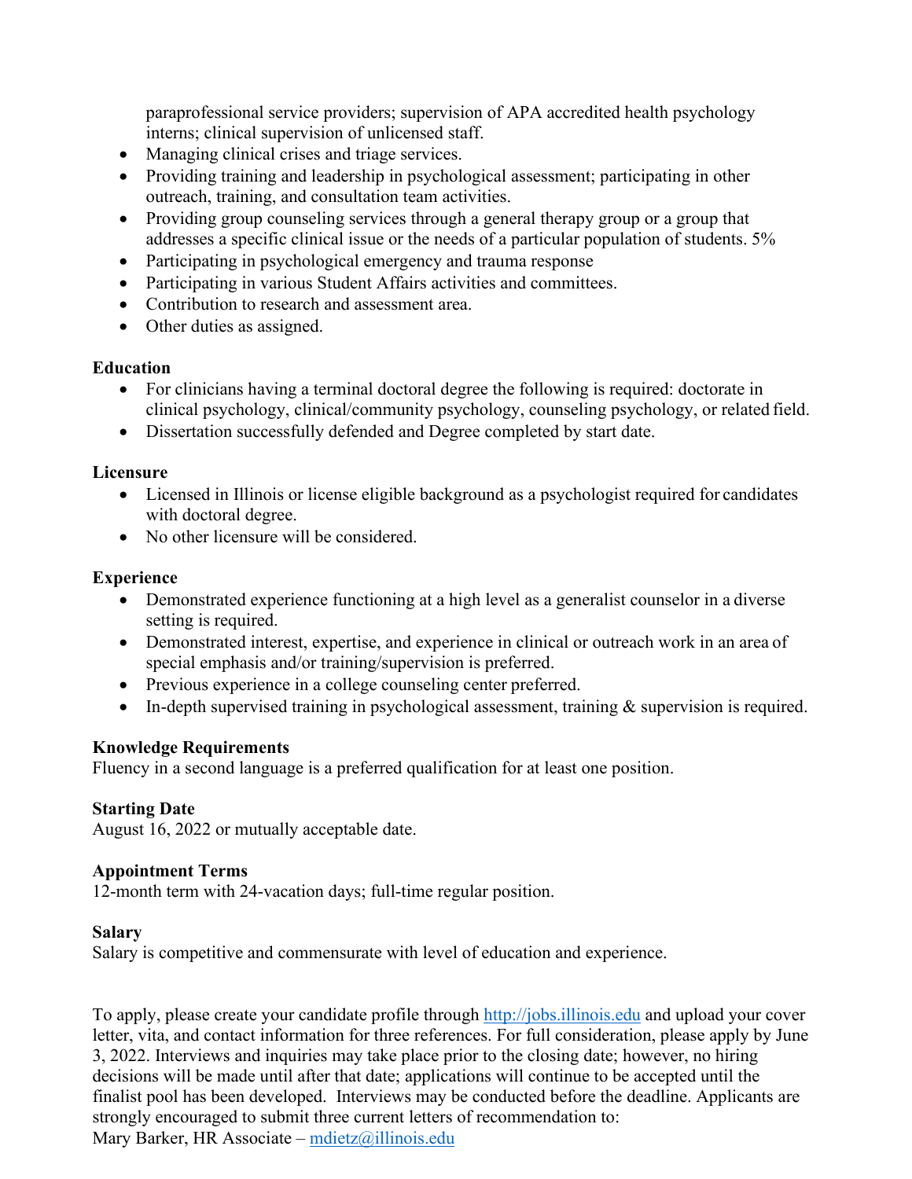paraprofessional service providers; supervision of APA accredited health psychology interns; clinical supervision of unlicensed staff.
- Managing clinical crises and triage services.
- Providing training and leadership in psychological assessment; participating in other outreach, training, and consultation team activities.
- Providing group counseling services through a general therapy group or a group that addresses a specific clinical issue or the needs of a particular population of students. 5%
- Participating in psychological emergency and trauma response
- Participating in various Student Affairs activities and committees.
- Contribution to research and assessment area.
- Other duties as assigned.

**Education**

- For clinicians having a terminal doctoral degree the following is required: doctorate in clinical psychology, clinical/community psychology, counseling psychology, or related field.
- Dissertation successfully defended and Degree completed by start date.

**Licensure**

- Licensed in Illinois or license eligible background as a psychologist required for candidates with doctoral degree.
- No other licensure will be considered.

**Experience**

- Demonstrated experience functioning at a high level as a generalist counselor in a diverse setting is required.
- Demonstrated interest, expertise, and experience in clinical or outreach work in an area of special emphasis and/or training/supervision is preferred.
- Previous experience in a college counseling center preferred.
- In-depth supervised training in psychological assessment, training & supervision is required.

**Knowledge Requirements**

Fluency in a second language is a preferred qualification for at least one position.

**Starting Date**

August 16, 2022 or mutually acceptable date.

**Appointment Terms**

12-month term with 24-vacation days; full-time regular position.

**Salary**

Salary is competitive and commensurate with level of education and experience.

To apply, please create your candidate profile through http://jobs.illinois.edu and upload your cover letter, vita, and contact information for three references. For full consideration, please apply by June 3, 2022. Interviews and inquiries may take place prior to the closing date; however, no hiring decisions will be made until after that date; applications will continue to be accepted until the finalist pool has been developed. Interviews may be conducted before the deadline. Applicants are strongly encouraged to submit three current letters of recommendation to:
Mary Barker, HR Associate – mdietz@illinois.edu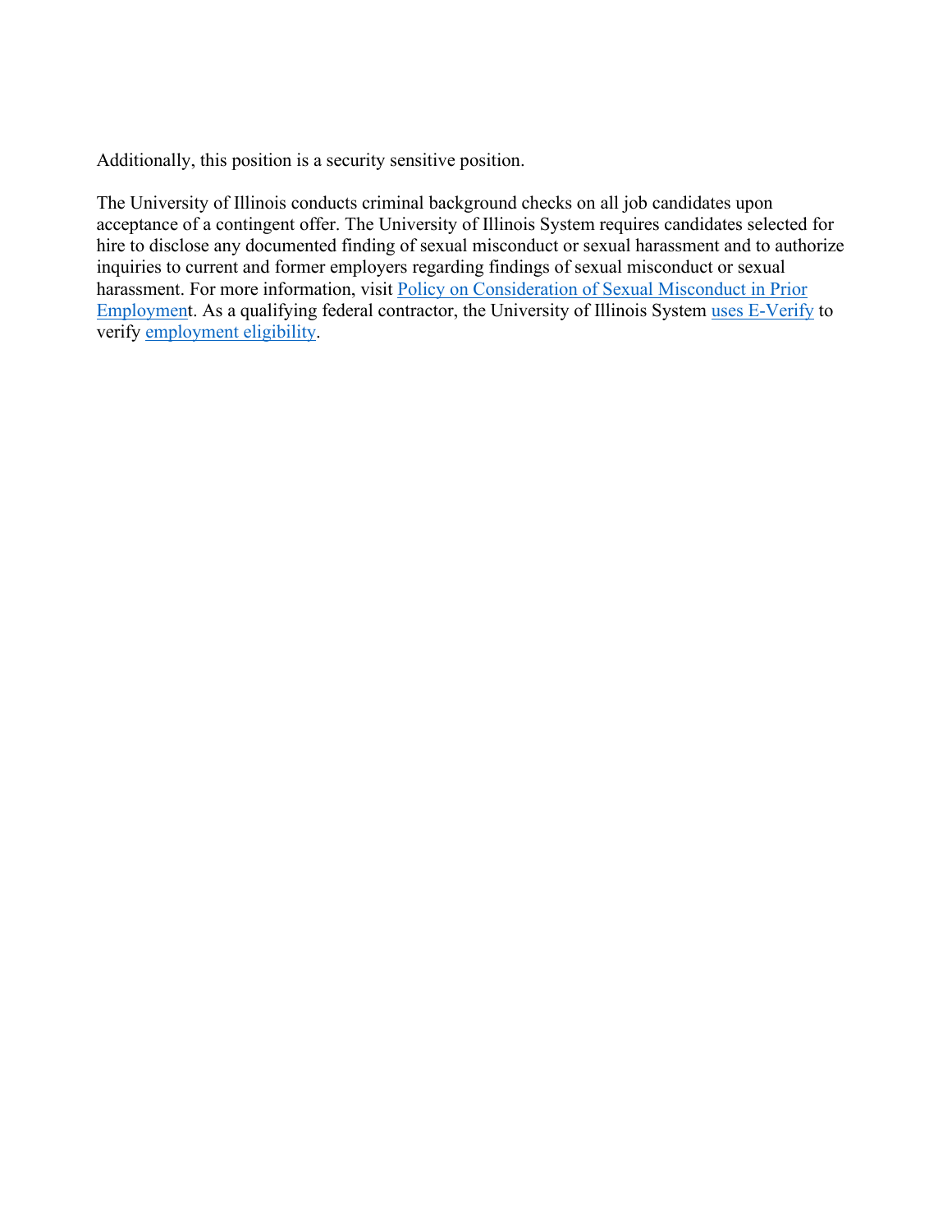Additionally, this position is a security sensitive position.

The University of Illinois conducts criminal background checks on all job candidates upon acceptance of a contingent offer. The University of Illinois System requires candidates selected for hire to disclose any documented finding of sexual misconduct or sexual harassment and to authorize inquiries to current and former employers regarding findings of sexual misconduct or sexual harassment. For more information, visit Policy on Consideration of Sexual Misconduct in Prior Employment. As a qualifying federal contractor, the University of Illinois System uses E-Verify to verify employment eligibility.